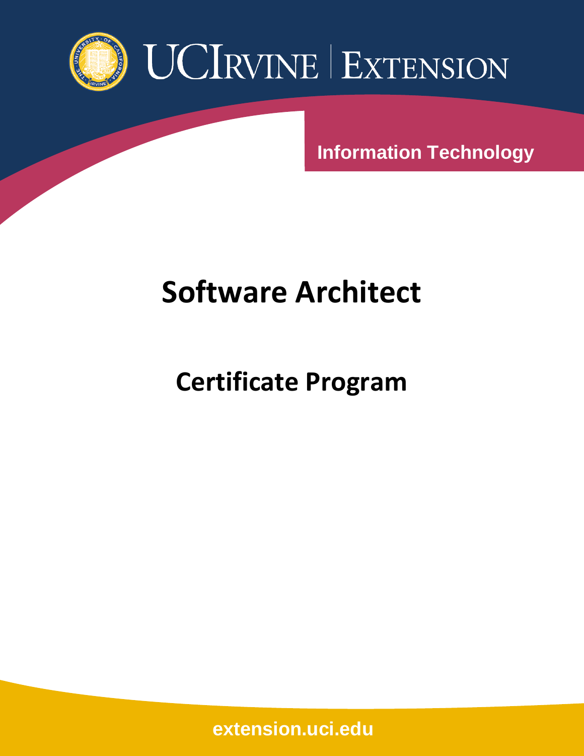UCIrvine | Extension

Information Technology

# Software Architect

## Certificate Program

extension.uci.edu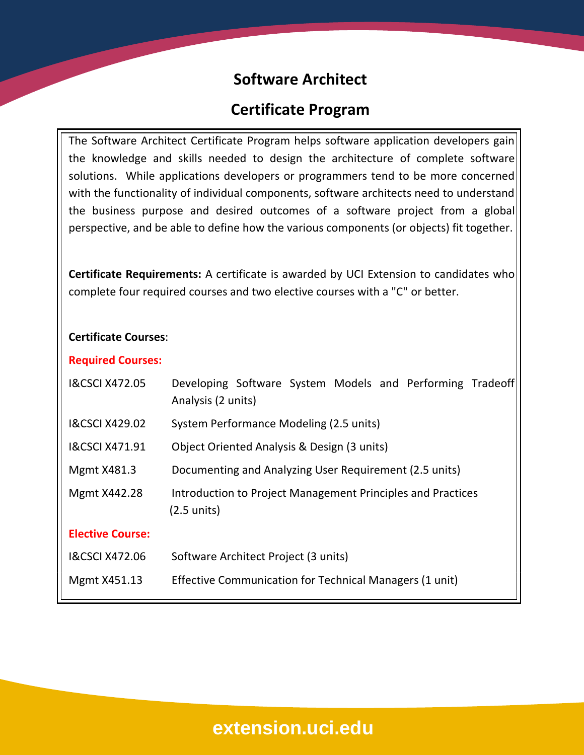# Software Architect

# Certificate Program

The Software Architect Certificate Program helps software application developers gain the knowledge and skills needed to design the architecture of complete software solutions. While applications developers or programmers tend to be more concerned with the functionality of individual components, software architects need to understand the business purpose and desired outcomes of a software project from a global perspective, and be able to define how the various components (or objects) fit together.

**Certificate Requirements:** A certificate is awarded by UCI Extension to candidates who complete four required courses and two elective courses with a "C" or better.

**Certificate Courses**:

**Required Courses:**

| | |
|---|---|
| I&CSCI X472.05 | Developing Software System Models and Performing Tradeoff Analysis (2 units) |
| I&CSCI X429.02 | System Performance Modeling (2.5 units) |
| I&CSCI X471.91 | Object Oriented Analysis & Design (3 units) |
| Mgmt X481.3 | Documenting and Analyzing User Requirement (2.5 units) |
| Mgmt X442.28 | Introduction to Project Management Principles and Practices (2.5 units) |

**Elective Course:**

| | |
|---|---|
| I&CSCI X472.06 | Software Architect Project (3 units) |
| Mgmt X451.13 | Effective Communication for Technical Managers (1 unit) |

**extension.uci.edu**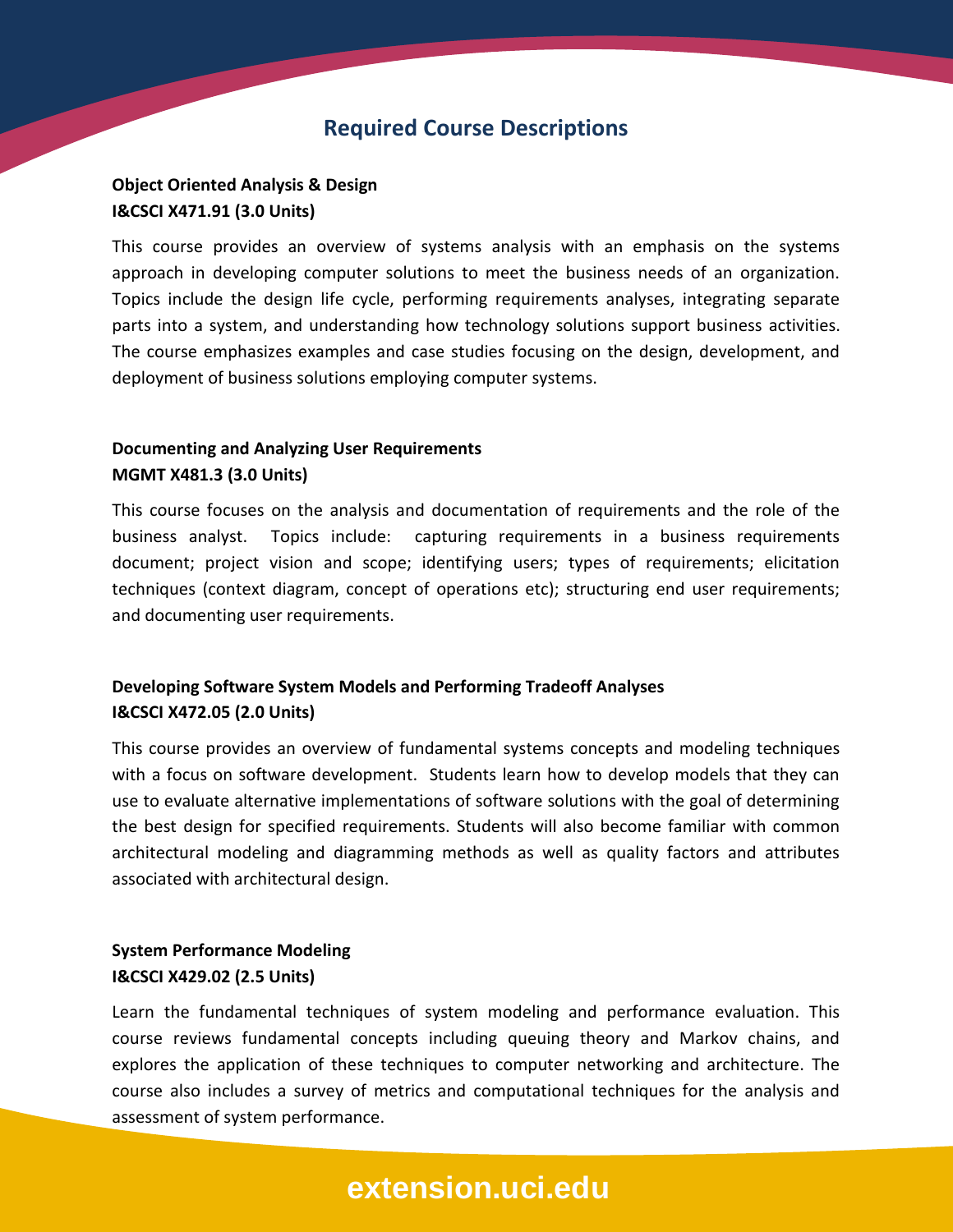## Required Course Descriptions

**Object Oriented Analysis & Design**
**I&CSCI X471.91 (3.0 Units)**

This course provides an overview of systems analysis with an emphasis on the systems approach in developing computer solutions to meet the business needs of an organization. Topics include the design life cycle, performing requirements analyses, integrating separate parts into a system, and understanding how technology solutions support business activities. The course emphasizes examples and case studies focusing on the design, development, and deployment of business solutions employing computer systems.

**Documenting and Analyzing User Requirements**
**MGMT X481.3 (3.0 Units)**

This course focuses on the analysis and documentation of requirements and the role of the business analyst. Topics include: capturing requirements in a business requirements document; project vision and scope; identifying users; types of requirements; elicitation techniques (context diagram, concept of operations etc); structuring end user requirements; and documenting user requirements.

**Developing Software System Models and Performing Tradeoff Analyses**
**I&CSCI X472.05 (2.0 Units)**

This course provides an overview of fundamental systems concepts and modeling techniques with a focus on software development. Students learn how to develop models that they can use to evaluate alternative implementations of software solutions with the goal of determining the best design for specified requirements. Students will also become familiar with common architectural modeling and diagramming methods as well as quality factors and attributes associated with architectural design.

**System Performance Modeling**
**I&CSCI X429.02 (2.5 Units)**

Learn the fundamental techniques of system modeling and performance evaluation. This course reviews fundamental concepts including queuing theory and Markov chains, and explores the application of these techniques to computer networking and architecture. The course also includes a survey of metrics and computational techniques for the analysis and assessment of system performance.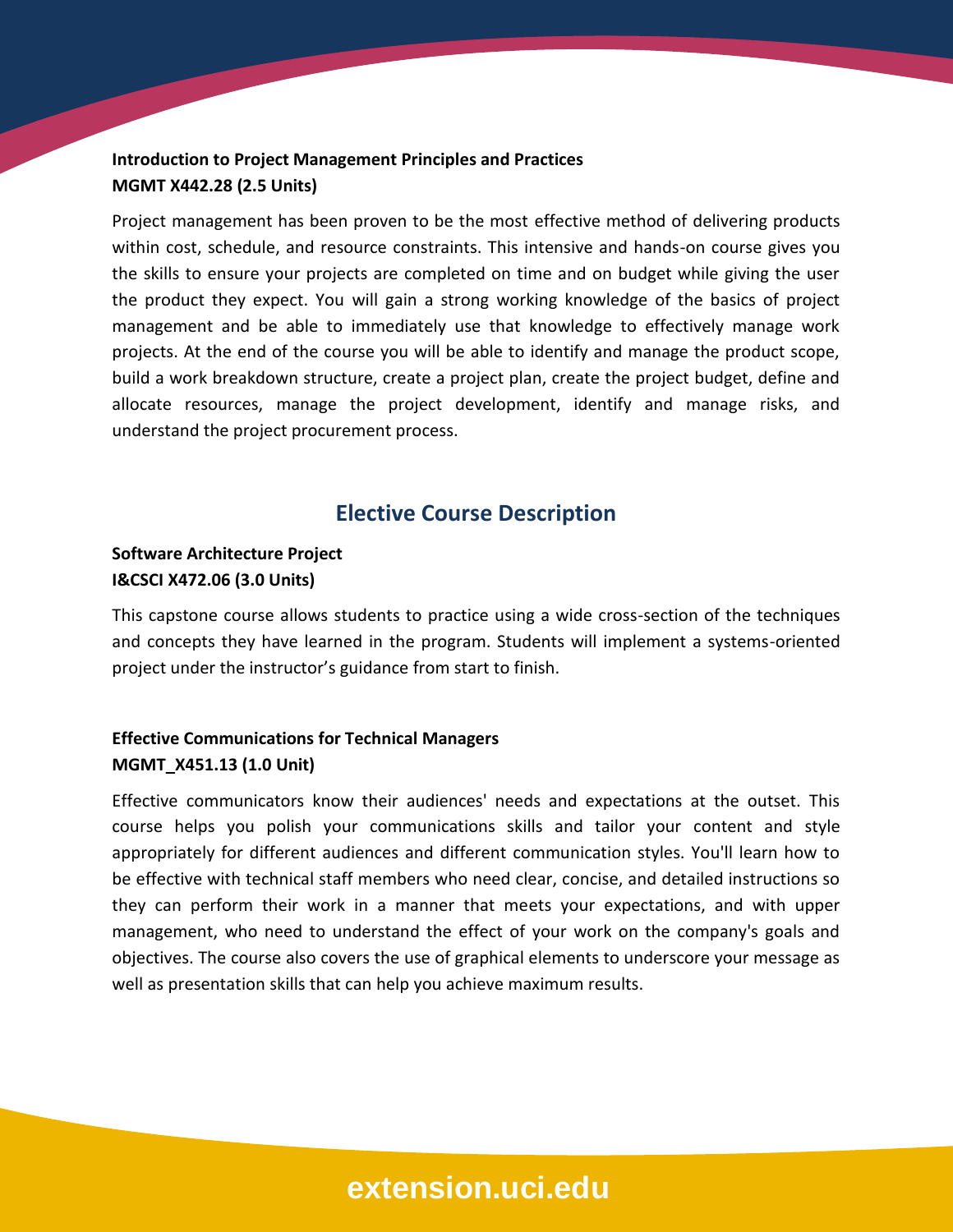**Introduction to Project Management Principles and Practices**
**MGMT X442.28 (2.5 Units)**

Project management has been proven to be the most effective method of delivering products within cost, schedule, and resource constraints. This intensive and hands-on course gives you the skills to ensure your projects are completed on time and on budget while giving the user the product they expect. You will gain a strong working knowledge of the basics of project management and be able to immediately use that knowledge to effectively manage work projects. At the end of the course you will be able to identify and manage the product scope, build a work breakdown structure, create a project plan, create the project budget, define and allocate resources, manage the project development, identify and manage risks, and understand the project procurement process.

## Elective Course Description

**Software Architecture Project**
**I&CSCI X472.06 (3.0 Units)**

This capstone course allows students to practice using a wide cross-section of the techniques and concepts they have learned in the program. Students will implement a systems-oriented project under the instructor's guidance from start to finish.

**Effective Communications for Technical Managers**
**MGMT_X451.13 (1.0 Unit)**

Effective communicators know their audiences' needs and expectations at the outset. This course helps you polish your communications skills and tailor your content and style appropriately for different audiences and different communication styles. You'll learn how to be effective with technical staff members who need clear, concise, and detailed instructions so they can perform their work in a manner that meets your expectations, and with upper management, who need to understand the effect of your work on the company's goals and objectives. The course also covers the use of graphical elements to underscore your message as well as presentation skills that can help you achieve maximum results.